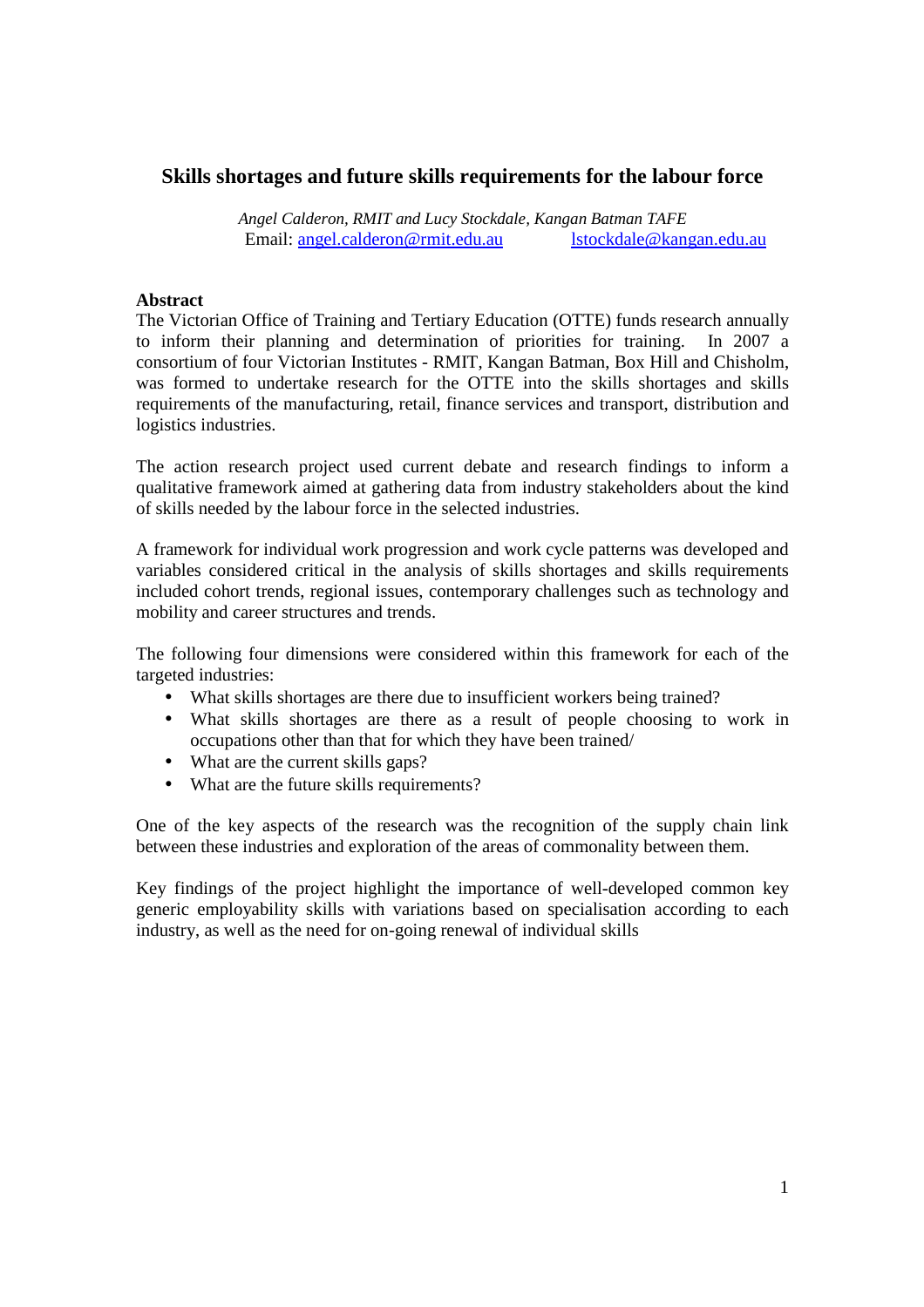# Skills shortages and future skills requirements for the labour force

*Angel Calderon, RMIT and Lucy Stockdale, Kangan Batman TAFE*
Email: angel.calderon@rmit.edu.au lstockdale@kangan.edu.au

**Abstract**

The Victorian Office of Training and Tertiary Education (OTTE) funds research annually to inform their planning and determination of priorities for training. In 2007 a consortium of four Victorian Institutes - RMIT, Kangan Batman, Box Hill and Chisholm, was formed to undertake research for the OTTE into the skills shortages and skills requirements of the manufacturing, retail, finance services and transport, distribution and logistics industries.

The action research project used current debate and research findings to inform a qualitative framework aimed at gathering data from industry stakeholders about the kind of skills needed by the labour force in the selected industries.

A framework for individual work progression and work cycle patterns was developed and variables considered critical in the analysis of skills shortages and skills requirements included cohort trends, regional issues, contemporary challenges such as technology and mobility and career structures and trends.

The following four dimensions were considered within this framework for each of the targeted industries:

- What skills shortages are there due to insufficient workers being trained?
- What skills shortages are there as a result of people choosing to work in occupations other than that for which they have been trained/
- What are the current skills gaps?
- What are the future skills requirements?

One of the key aspects of the research was the recognition of the supply chain link between these industries and exploration of the areas of commonality between them.

Key findings of the project highlight the importance of well-developed common key generic employability skills with variations based on specialisation according to each industry, as well as the need for on-going renewal of individual skills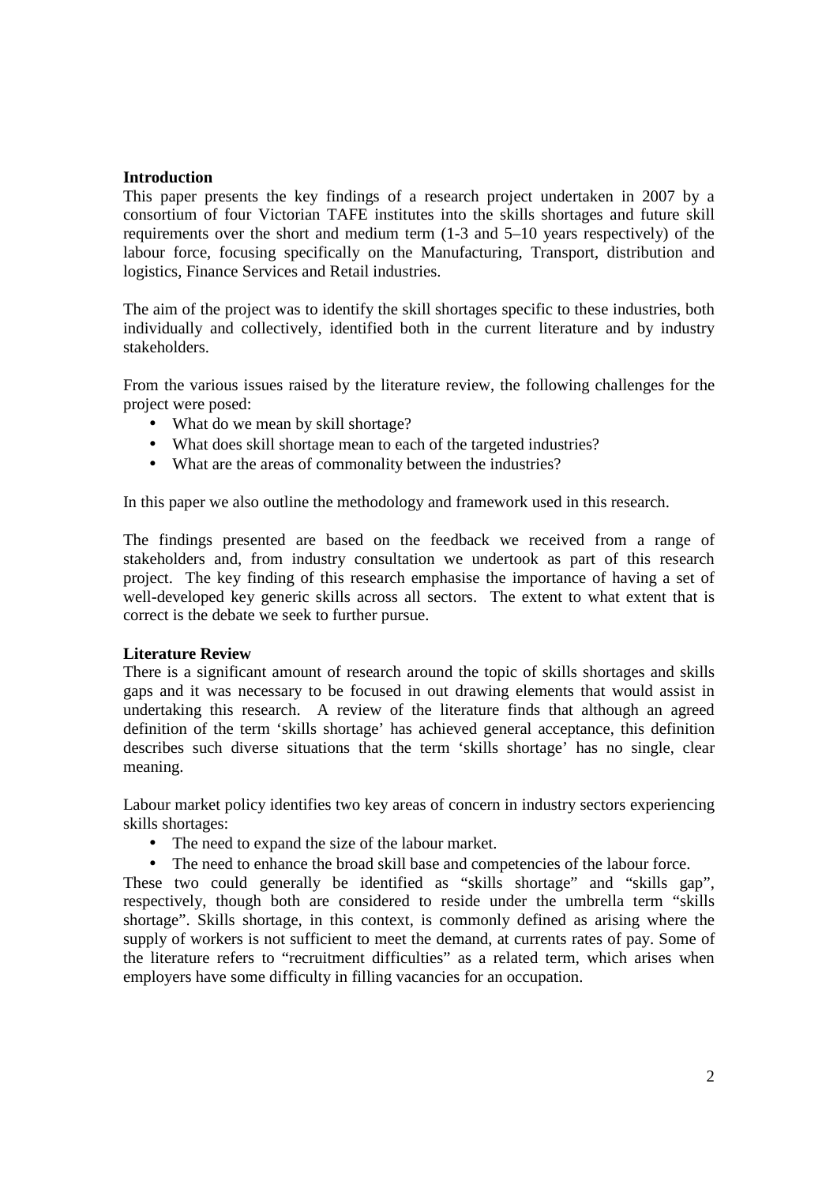**Introduction**

This paper presents the key findings of a research project undertaken in 2007 by a consortium of four Victorian TAFE institutes into the skills shortages and future skill requirements over the short and medium term (1-3 and 5–10 years respectively) of the labour force, focusing specifically on the Manufacturing, Transport, distribution and logistics, Finance Services and Retail industries.

The aim of the project was to identify the skill shortages specific to these industries, both individually and collectively, identified both in the current literature and by industry stakeholders.

From the various issues raised by the literature review, the following challenges for the project were posed:

- What do we mean by skill shortage?
- What does skill shortage mean to each of the targeted industries?
- What are the areas of commonality between the industries?

In this paper we also outline the methodology and framework used in this research.

The findings presented are based on the feedback we received from a range of stakeholders and, from industry consultation we undertook as part of this research project. The key finding of this research emphasise the importance of having a set of well-developed key generic skills across all sectors. The extent to what extent that is correct is the debate we seek to further pursue.

**Literature Review**

There is a significant amount of research around the topic of skills shortages and skills gaps and it was necessary to be focused in out drawing elements that would assist in undertaking this research. A review of the literature finds that although an agreed definition of the term 'skills shortage' has achieved general acceptance, this definition describes such diverse situations that the term 'skills shortage' has no single, clear meaning.

Labour market policy identifies two key areas of concern in industry sectors experiencing skills shortages:

- The need to expand the size of the labour market.
- The need to enhance the broad skill base and competencies of the labour force.

These two could generally be identified as "skills shortage" and "skills gap", respectively, though both are considered to reside under the umbrella term "skills shortage". Skills shortage, in this context, is commonly defined as arising where the supply of workers is not sufficient to meet the demand, at currents rates of pay. Some of the literature refers to "recruitment difficulties" as a related term, which arises when employers have some difficulty in filling vacancies for an occupation.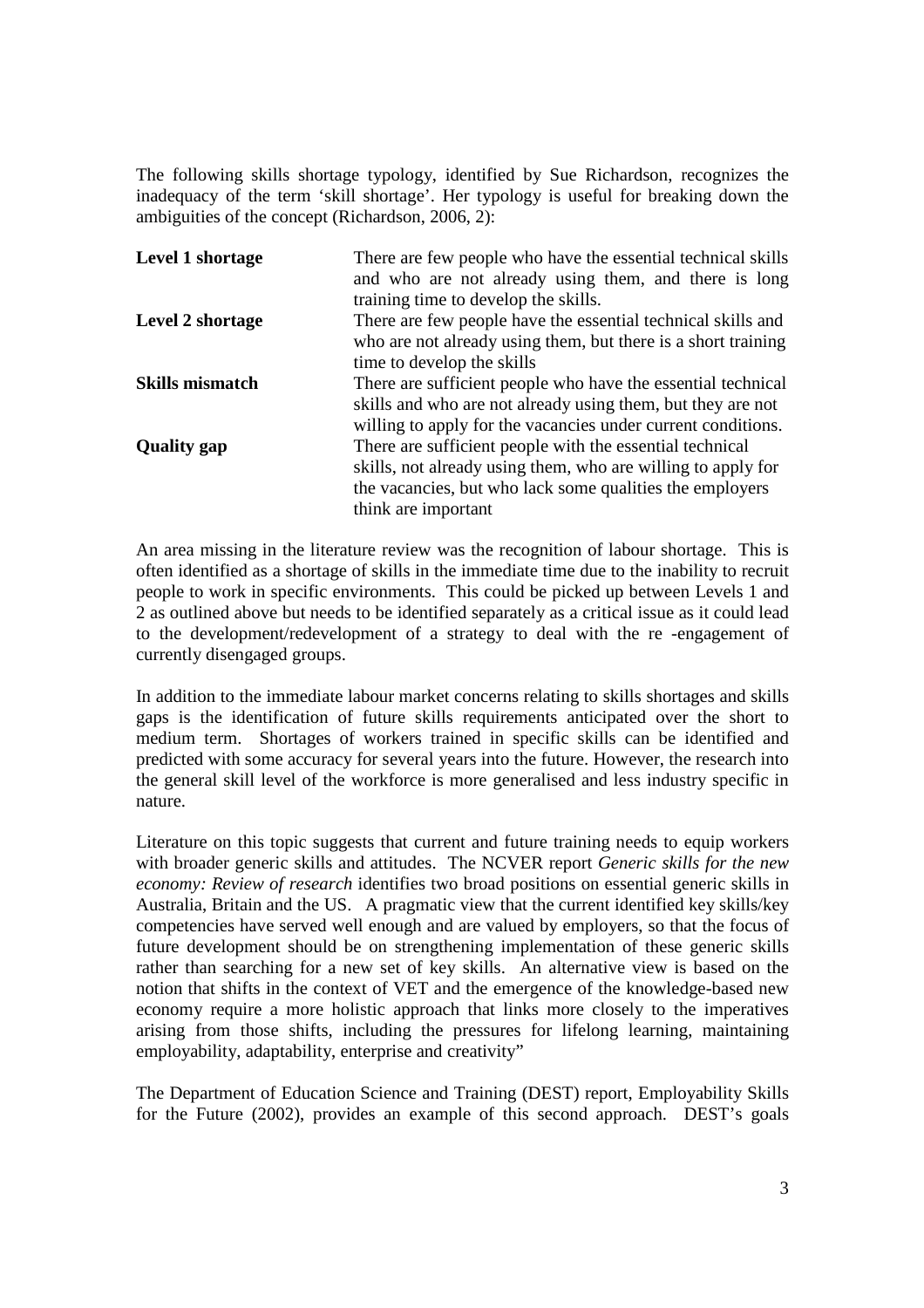The following skills shortage typology, identified by Sue Richardson, recognizes the inadequacy of the term 'skill shortage'. Her typology is useful for breaking down the ambiguities of the concept (Richardson, 2006, 2):

| | |
|---|---|
| **Level 1 shortage** | There are few people who have the essential technical skills and who are not already using them, and there is long training time to develop the skills. |
| **Level 2 shortage** | There are few people have the essential technical skills and who are not already using them, but there is a short training time to develop the skills |
| **Skills mismatch** | There are sufficient people who have the essential technical skills and who are not already using them, but they are not willing to apply for the vacancies under current conditions. |
| **Quality gap** | There are sufficient people with the essential technical skills, not already using them, who are willing to apply for the vacancies, but who lack some qualities the employers think are important |

An area missing in the literature review was the recognition of labour shortage. This is often identified as a shortage of skills in the immediate time due to the inability to recruit people to work in specific environments. This could be picked up between Levels 1 and 2 as outlined above but needs to be identified separately as a critical issue as it could lead to the development/redevelopment of a strategy to deal with the re -engagement of currently disengaged groups.

In addition to the immediate labour market concerns relating to skills shortages and skills gaps is the identification of future skills requirements anticipated over the short to medium term. Shortages of workers trained in specific skills can be identified and predicted with some accuracy for several years into the future. However, the research into the general skill level of the workforce is more generalised and less industry specific in nature.

Literature on this topic suggests that current and future training needs to equip workers with broader generic skills and attitudes. The NCVER report *Generic skills for the new economy: Review of research* identifies two broad positions on essential generic skills in Australia, Britain and the US. A pragmatic view that the current identified key skills/key competencies have served well enough and are valued by employers, so that the focus of future development should be on strengthening implementation of these generic skills rather than searching for a new set of key skills. An alternative view is based on the notion that shifts in the context of VET and the emergence of the knowledge-based new economy require a more holistic approach that links more closely to the imperatives arising from those shifts, including the pressures for lifelong learning, maintaining employability, adaptability, enterprise and creativity"

The Department of Education Science and Training (DEST) report, Employability Skills for the Future (2002), provides an example of this second approach. DEST's goals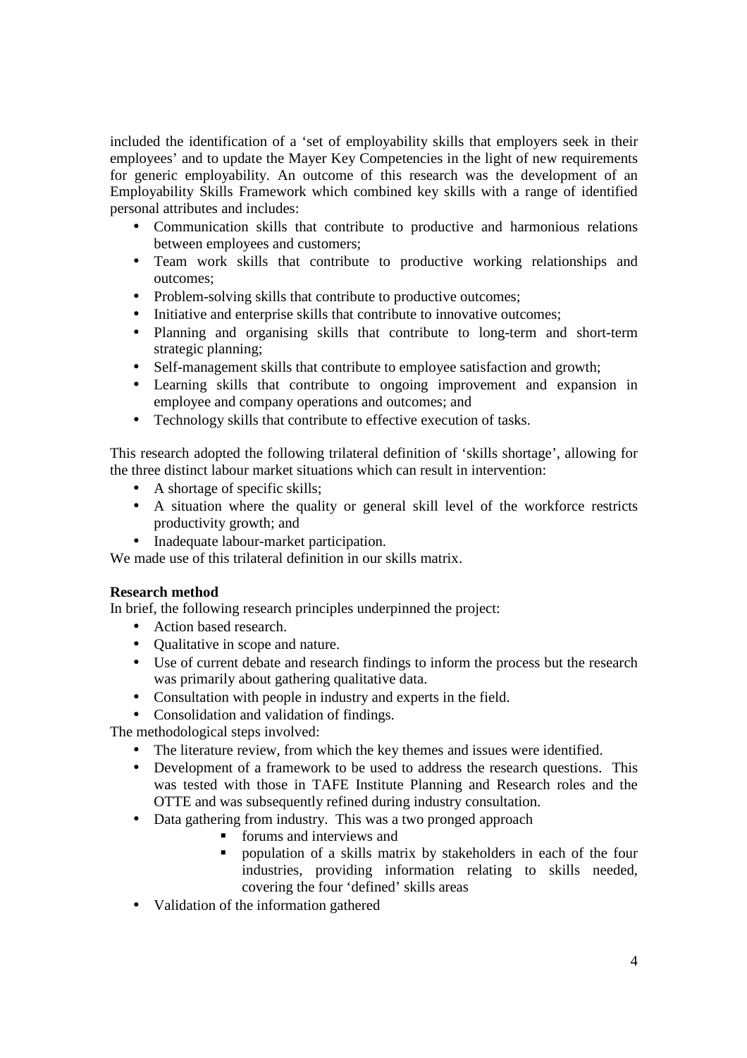included the identification of a 'set of employability skills that employers seek in their employees' and to update the Mayer Key Competencies in the light of new requirements for generic employability. An outcome of this research was the development of an Employability Skills Framework which combined key skills with a range of identified personal attributes and includes:

- Communication skills that contribute to productive and harmonious relations between employees and customers;
- Team work skills that contribute to productive working relationships and outcomes;
- Problem-solving skills that contribute to productive outcomes;
- Initiative and enterprise skills that contribute to innovative outcomes;
- Planning and organising skills that contribute to long-term and short-term strategic planning;
- Self-management skills that contribute to employee satisfaction and growth;
- Learning skills that contribute to ongoing improvement and expansion in employee and company operations and outcomes; and
- Technology skills that contribute to effective execution of tasks.

This research adopted the following trilateral definition of 'skills shortage', allowing for the three distinct labour market situations which can result in intervention:

- A shortage of specific skills;
- A situation where the quality or general skill level of the workforce restricts productivity growth; and
- Inadequate labour-market participation.

We made use of this trilateral definition in our skills matrix.

**Research method**

In brief, the following research principles underpinned the project:

- Action based research.
- Qualitative in scope and nature.
- Use of current debate and research findings to inform the process but the research was primarily about gathering qualitative data.
- Consultation with people in industry and experts in the field.
- Consolidation and validation of findings.

The methodological steps involved:

- The literature review, from which the key themes and issues were identified.
- Development of a framework to be used to address the research questions. This was tested with those in TAFE Institute Planning and Research roles and the OTTE and was subsequently refined during industry consultation.
- Data gathering from industry. This was a two pronged approach
  - forums and interviews and
  - population of a skills matrix by stakeholders in each of the four industries, providing information relating to skills needed, covering the four 'defined' skills areas
- Validation of the information gathered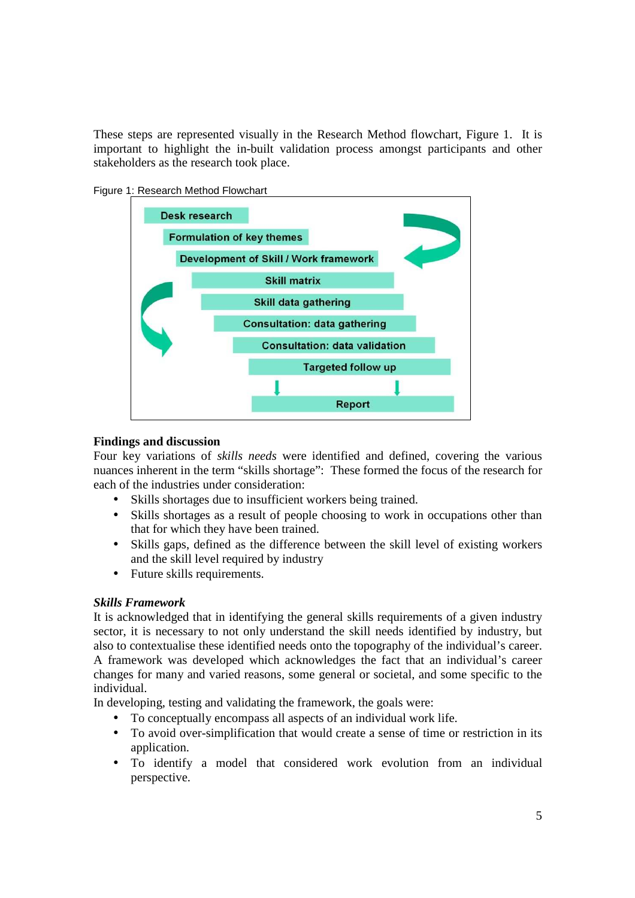These steps are represented visually in the Research Method flowchart, Figure 1. It is important to highlight the in-built validation process amongst participants and other stakeholders as the research took place.

Figure 1: Research Method Flowchart

- Desk research
- Formulation of key themes
- Development of Skill / Work framework
- Skill matrix
- Skill data gathering
- Consultation: data gathering
- Consultation: data validation
- Targeted follow up
- Report

**Findings and discussion**

Four key variations of *skills needs* were identified and defined, covering the various nuances inherent in the term "skills shortage": These formed the focus of the research for each of the industries under consideration:

- Skills shortages due to insufficient workers being trained.
- Skills shortages as a result of people choosing to work in occupations other than that for which they have been trained.
- Skills gaps, defined as the difference between the skill level of existing workers and the skill level required by industry
- Future skills requirements.

***Skills Framework***

It is acknowledged that in identifying the general skills requirements of a given industry sector, it is necessary to not only understand the skill needs identified by industry, but also to contextualise these identified needs onto the topography of the individual's career. A framework was developed which acknowledges the fact that an individual's career changes for many and varied reasons, some general or societal, and some specific to the individual.

In developing, testing and validating the framework, the goals were:

- To conceptually encompass all aspects of an individual work life.
- To avoid over-simplification that would create a sense of time or restriction in its application.
- To identify a model that considered work evolution from an individual perspective.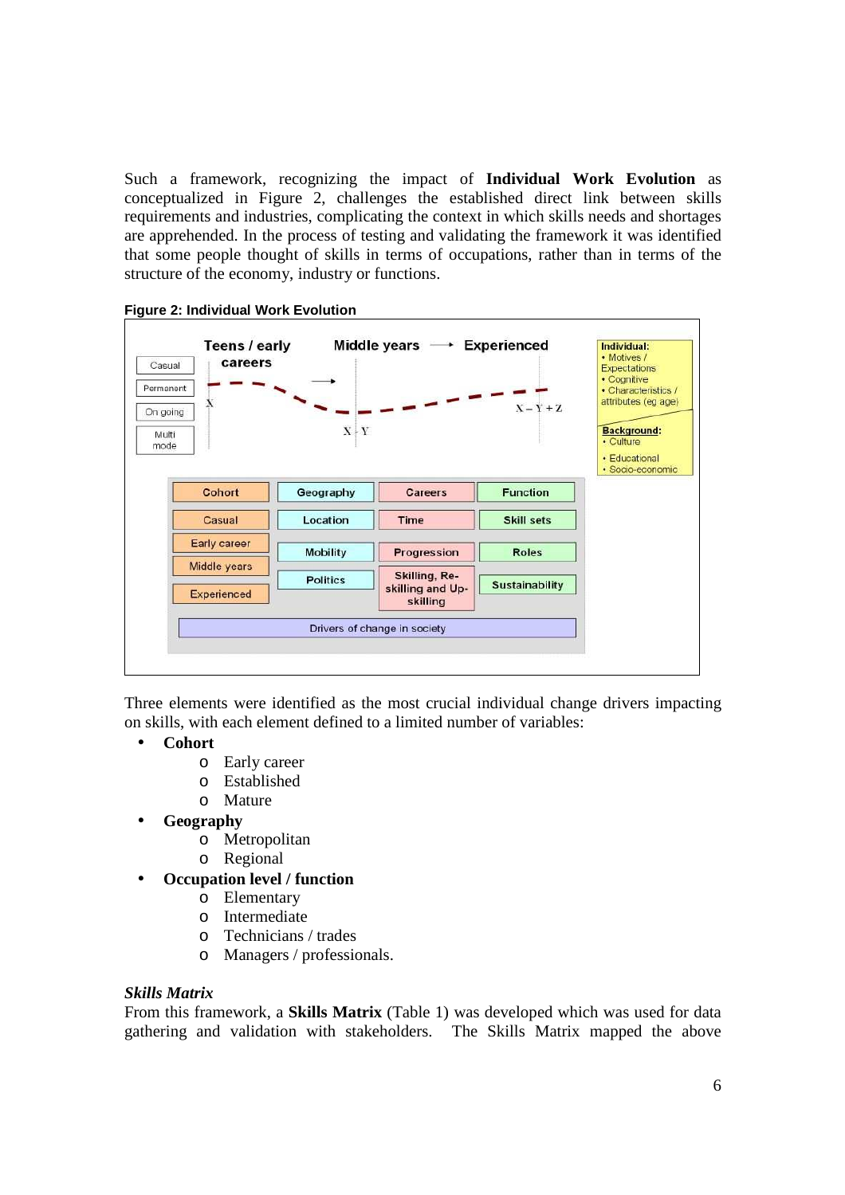Such a framework, recognizing the impact of **Individual Work Evolution** as conceptualized in Figure 2, challenges the established direct link between skills requirements and industries, complicating the context in which skills needs and shortages are apprehended. In the process of testing and validating the framework it was identified that some people thought of skills in terms of occupations, rather than in terms of the structure of the economy, industry or functions.

**Figure 2: Individual Work Evolution**

Three elements were identified as the most crucial individual change drivers impacting on skills, with each element defined to a limited number of variables:

- **Cohort**
  - Early career
  - Established
  - Mature
- **Geography**
  - Metropolitan
  - Regional
- **Occupation level / function**
  - Elementary
  - Intermediate
  - Technicians / trades
  - Managers / professionals.

***Skills Matrix***

From this framework, a **Skills Matrix** (Table 1) was developed which was used for data gathering and validation with stakeholders. The Skills Matrix mapped the above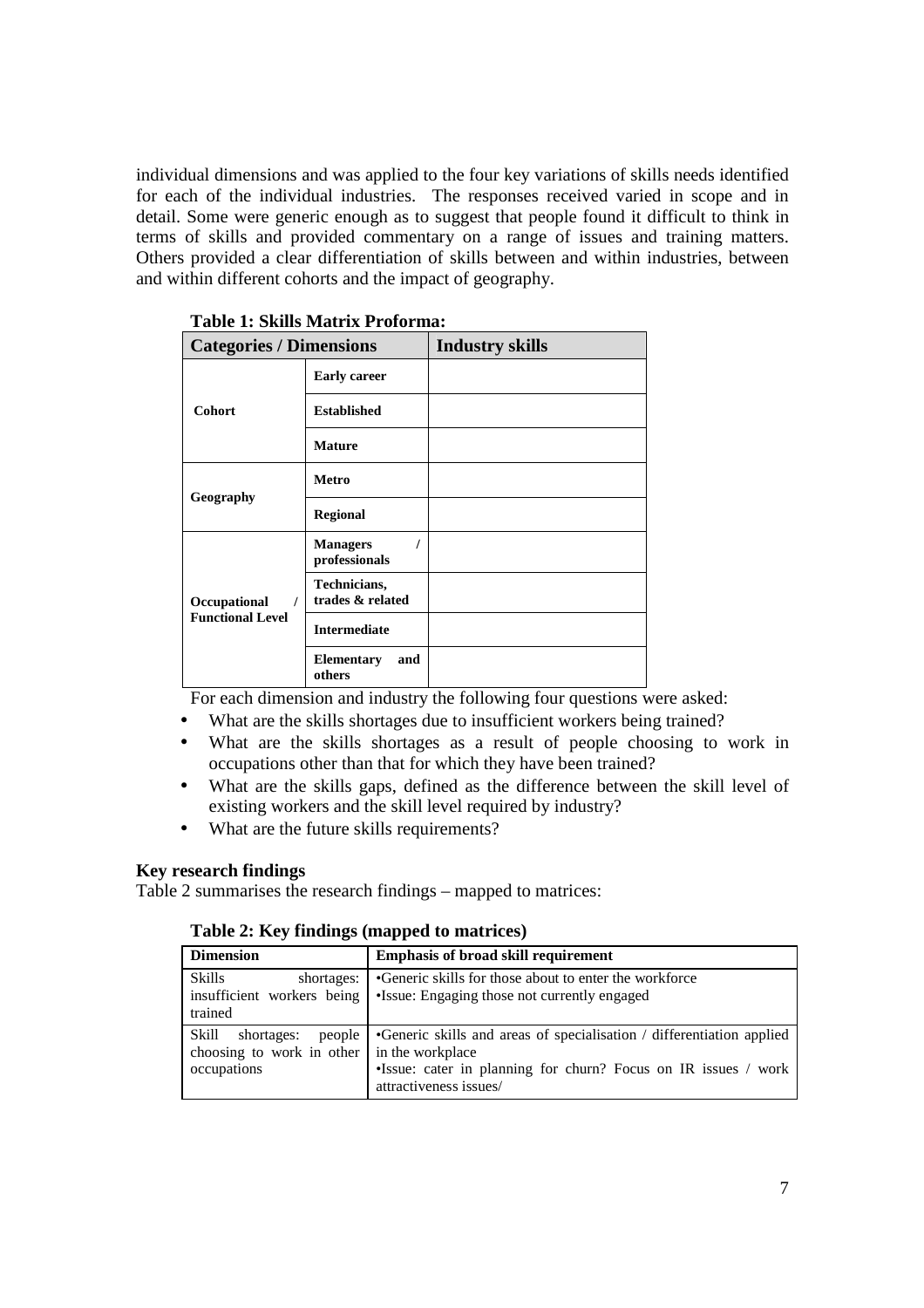individual dimensions and was applied to the four key variations of skills needs identified for each of the individual industries. The responses received varied in scope and in detail. Some were generic enough as to suggest that people found it difficult to think in terms of skills and provided commentary on a range of issues and training matters. Others provided a clear differentiation of skills between and within industries, between and within different cohorts and the impact of geography.

**Table 1: Skills Matrix Proforma:**

| Categories / Dimensions | | Industry skills |
|---|---|---|
| **Cohort** | **Early career** | |
| | **Established** | |
| | **Mature** | |
| **Geography** | **Metro** | |
| | **Regional** | |
| **Occupational / Functional Level** | **Managers / professionals** | |
| | **Technicians, trades & related** | |
| | **Intermediate** | |
| | **Elementary and others** | |

For each dimension and industry the following four questions were asked:

- What are the skills shortages due to insufficient workers being trained?
- What are the skills shortages as a result of people choosing to work in occupations other than that for which they have been trained?
- What are the skills gaps, defined as the difference between the skill level of existing workers and the skill level required by industry?
- What are the future skills requirements?

**Key research findings**

Table 2 summarises the research findings – mapped to matrices:

**Table 2: Key findings (mapped to matrices)**

| Dimension | Emphasis of broad skill requirement |
|---|---|
| Skills shortages: insufficient workers being trained | •Generic skills for those about to enter the workforce<br>•Issue: Engaging those not currently engaged |
| Skill shortages: people choosing to work in other occupations | •Generic skills and areas of specialisation / differentiation applied in the workplace<br>•Issue: cater in planning for churn? Focus on IR issues / work attractiveness issues/ |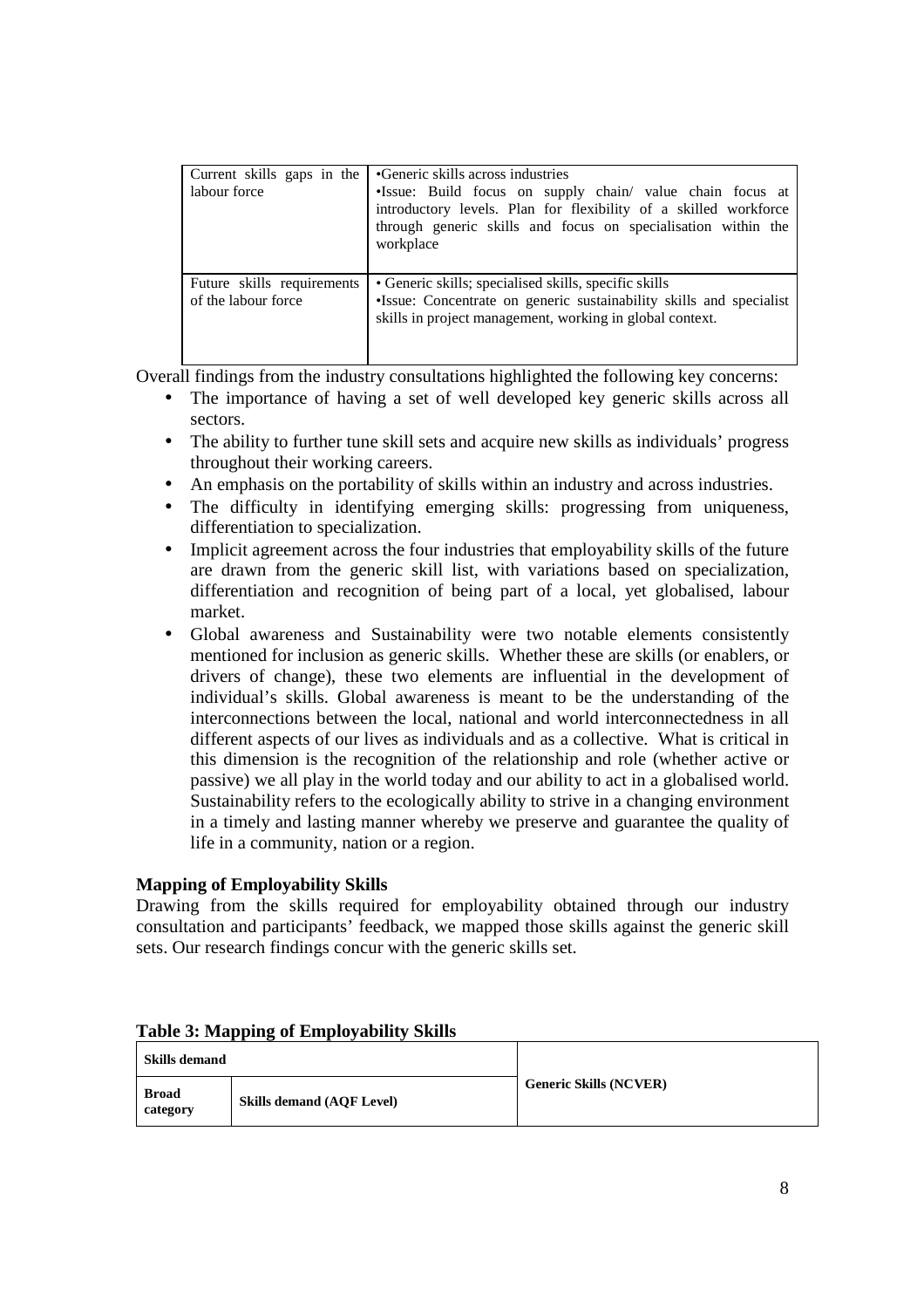| | |
|---|---|
| Current skills gaps in the labour force | •Generic skills across industries<br>•Issue: Build focus on supply chain/ value chain focus at introductory levels. Plan for flexibility of a skilled workforce through generic skills and focus on specialisation within the workplace |
| Future skills requirements of the labour force | • Generic skills; specialised skills, specific skills<br>•Issue: Concentrate on generic sustainability skills and specialist skills in project management, working in global context. |

Overall findings from the industry consultations highlighted the following key concerns:

- The importance of having a set of well developed key generic skills across all sectors.
- The ability to further tune skill sets and acquire new skills as individuals' progress throughout their working careers.
- An emphasis on the portability of skills within an industry and across industries.
- The difficulty in identifying emerging skills: progressing from uniqueness, differentiation to specialization.
- Implicit agreement across the four industries that employability skills of the future are drawn from the generic skill list, with variations based on specialization, differentiation and recognition of being part of a local, yet globalised, labour market.
- Global awareness and Sustainability were two notable elements consistently mentioned for inclusion as generic skills. Whether these are skills (or enablers, or drivers of change), these two elements are influential in the development of individual's skills. Global awareness is meant to be the understanding of the interconnections between the local, national and world interconnectedness in all different aspects of our lives as individuals and as a collective. What is critical in this dimension is the recognition of the relationship and role (whether active or passive) we all play in the world today and our ability to act in a globalised world. Sustainability refers to the ecologically ability to strive in a changing environment in a timely and lasting manner whereby we preserve and guarantee the quality of life in a community, nation or a region.

**Mapping of Employability Skills**

Drawing from the skills required for employability obtained through our industry consultation and participants' feedback, we mapped those skills against the generic skill sets. Our research findings concur with the generic skills set.

**Table 3: Mapping of Employability Skills**

| Skills demand | | Generic Skills (NCVER) |
|---|---|---|
| Broad category | Skills demand (AQF Level) | |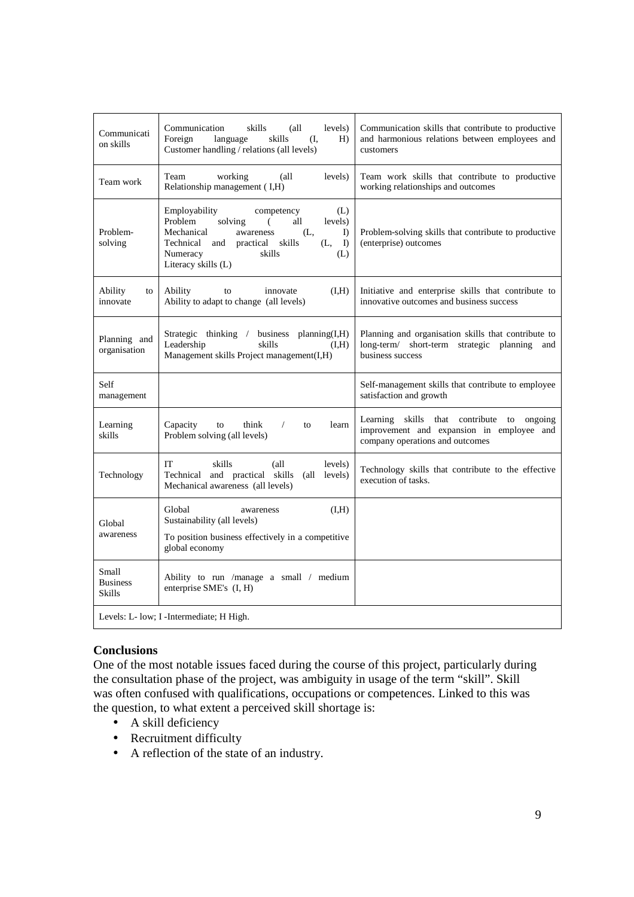| Communication skills | Communication skills (all levels) Foreign language skills (I, H) Customer handling / relations (all levels) | Communication skills that contribute to productive and harmonious relations between employees and customers |
|---|---|---|
| Team work | Team working (all levels) Relationship management ( I,H) | Team work skills that contribute to productive working relationships and outcomes |
| Problem-solving | Employability competency (L) Problem solving ( all levels) Mechanical awareness (L, I) Technical and practical skills (L, I) Numeracy skills (L) Literacy skills (L) | Problem-solving skills that contribute to productive (enterprise) outcomes |
| Ability to innovate | Ability to innovate (I,H) Ability to adapt to change (all levels) | Initiative and enterprise skills that contribute to innovative outcomes and business success |
| Planning and organisation | Strategic thinking / business planning(I,H) Leadership skills (I,H) Management skills Project management(I,H) | Planning and organisation skills that contribute to long-term/ short-term strategic planning and business success |
| Self management | | Self-management skills that contribute to employee satisfaction and growth |
| Learning skills | Capacity to think / to learn Problem solving (all levels) | Learning skills that contribute to ongoing improvement and expansion in employee and company operations and outcomes |
| Technology | IT skills (all levels) Technical and practical skills (all levels) Mechanical awareness (all levels) | Technology skills that contribute to the effective execution of tasks. |
| Global awareness | Global awareness (I,H) Sustainability (all levels) To position business effectively in a competitive global economy | |
| Small Business Skills | Ability to run /manage a small / medium enterprise SME's (I, H) | |
| Levels: L- low; I -Intermediate; H High. | | |

## Conclusions

One of the most notable issues faced during the course of this project, particularly during the consultation phase of the project, was ambiguity in usage of the term "skill". Skill was often confused with qualifications, occupations or competences. Linked to this was the question, to what extent a perceived skill shortage is:

- A skill deficiency
- Recruitment difficulty
- A reflection of the state of an industry.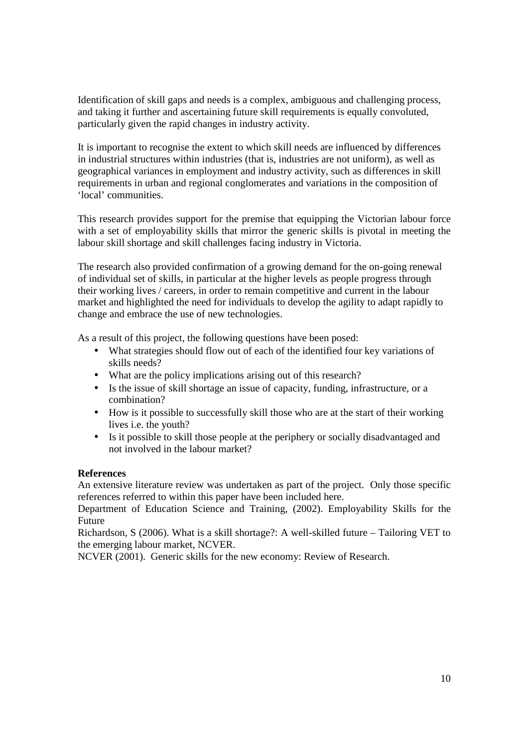Identification of skill gaps and needs is a complex, ambiguous and challenging process, and taking it further and ascertaining future skill requirements is equally convoluted, particularly given the rapid changes in industry activity.

It is important to recognise the extent to which skill needs are influenced by differences in industrial structures within industries (that is, industries are not uniform), as well as geographical variances in employment and industry activity, such as differences in skill requirements in urban and regional conglomerates and variations in the composition of 'local' communities.

This research provides support for the premise that equipping the Victorian labour force with a set of employability skills that mirror the generic skills is pivotal in meeting the labour skill shortage and skill challenges facing industry in Victoria.

The research also provided confirmation of a growing demand for the on-going renewal of individual set of skills, in particular at the higher levels as people progress through their working lives / careers, in order to remain competitive and current in the labour market and highlighted the need for individuals to develop the agility to adapt rapidly to change and embrace the use of new technologies.

As a result of this project, the following questions have been posed:

- What strategies should flow out of each of the identified four key variations of skills needs?
- What are the policy implications arising out of this research?
- Is the issue of skill shortage an issue of capacity, funding, infrastructure, or a combination?
- How is it possible to successfully skill those who are at the start of their working lives i.e. the youth?
- Is it possible to skill those people at the periphery or socially disadvantaged and not involved in the labour market?

**References**

An extensive literature review was undertaken as part of the project. Only those specific references referred to within this paper have been included here.

Department of Education Science and Training, (2002). Employability Skills for the Future

Richardson, S (2006). What is a skill shortage?: A well-skilled future – Tailoring VET to the emerging labour market, NCVER.

NCVER (2001). Generic skills for the new economy: Review of Research.